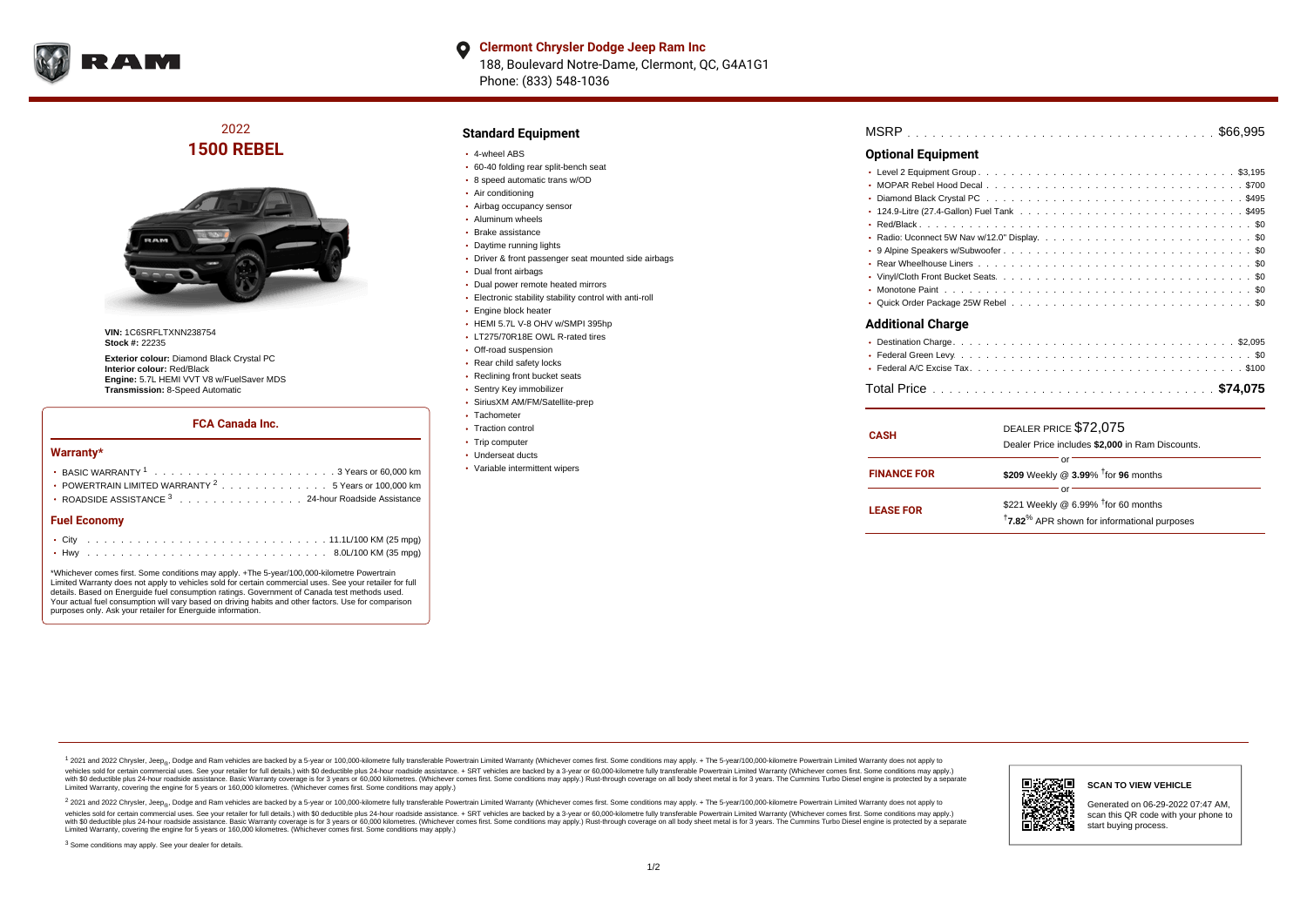**Clermont Chrysler Dodge Jeep Ram Inc**
188, Boulevard Notre-Dame, Clermont, QC, G4A1G1
Phone: (833) 548-1036

## 2022 1500 REBEL

**VIN:** 1C6SRFLTXNN238754
**Stock #:** 22235

**Exterior colour:** Diamond Black Crystal PC
**Interior colour:** Red/Black
**Engine:** 5.7L HEMI VVT V8 w/FuelSaver MDS
**Transmission:** 8-Speed Automatic

### FCA Canada Inc.

#### Warranty*

- BASIC WARRANTY [1] . . . . . . . . . . 3 Years or 60,000 km
- POWERTRAIN LIMITED WARRANTY [2] . . . . . . . . . . 5 Years or 100,000 km
- ROADSIDE ASSISTANCE [3] . . . . . . . . . . 24-hour Roadside Assistance

#### Fuel Economy

- City . . . . . . . . . . 11.1L/100 KM (25 mpg)
- Hwy . . . . . . . . . . 8.0L/100 KM (35 mpg)

*Whichever comes first. Some conditions may apply. +The 5-year/100,000-kilometre Powertrain Limited Warranty does not apply to vehicles sold for certain commercial uses. See your retailer for full details. Based on Energuide fuel consumption ratings. Government of Canada test methods used. Your actual fuel consumption will vary based on driving habits and other factors. Use for comparison purposes only. Ask your retailer for Energuide information.

### Standard Equipment

- 4-wheel ABS
- 60-40 folding rear split-bench seat
- 8 speed automatic trans w/OD
- Air conditioning
- Airbag occupancy sensor
- Aluminum wheels
- Brake assistance
- Daytime running lights
- Driver & front passenger seat mounted side airbags
- Dual front airbags
- Dual power remote heated mirrors
- Electronic stability stability control with anti-roll
- Engine block heater
- HEMI 5.7L V-8 OHV w/SMPI 395hp
- LT275/70R18E OWL R-rated tires
- Off-road suspension
- Rear child safety locks
- Reclining front bucket seats
- Sentry Key immobilizer
- SiriusXM AM/FM/Satellite-prep
- Tachometer
- Traction control
- Trip computer
- Underseat ducts
- Variable intermittent wipers

MSRP . . . . . . . . . . $66,995

### Optional Equipment

- Level 2 Equipment Group . . . . . . . . . . $3,195
- MOPAR Rebel Hood Decal . . . . . . . . . . $700
- Diamond Black Crystal PC . . . . . . . . . . $495
- 124.9-Litre (27.4-Gallon) Fuel Tank . . . . . . . . . . $495
- Red/Black . . . . . . . . . . $0
- Radio: Uconnect 5W Nav w/12.0" Display . . . . . . . . . . $0
- 9 Alpine Speakers w/Subwoofer . . . . . . . . . . $0
- Rear Wheelhouse Liners . . . . . . . . . . $0
- Vinyl/Cloth Front Bucket Seats . . . . . . . . . . $0
- Monotone Paint . . . . . . . . . . $0
- Quick Order Package 25W Rebel . . . . . . . . . . $0

### Additional Charge

- Destination Charge . . . . . . . . . . $2,095
- Federal Green Levy . . . . . . . . . . $0
- Federal A/C Excise Tax . . . . . . . . . . $100

Total Price . . . . . . . . . . **$74,075**

| | |
|---|---|
| **CASH** | DEALER PRICE $72,075<br>Dealer Price includes **$2,000** in Ram Discounts. |
| | or |
| **FINANCE FOR** | **$209** Weekly @ **3.99**% †for **96** months |
| | or |
| **LEASE FOR** | $221 Weekly @ 6.99% †for 60 months<br>†**7.82**% APR shown for informational purposes |

[1] 2021 and 2022 Chrysler, Jeep®, Dodge and Ram vehicles are backed by a 5-year or 100,000-kilometre fully transferable Powertrain Limited Warranty (Whichever comes first. Some conditions may apply. + The 5-year/100,000-kilometre Powertrain Limited Warranty does not apply to vehicles sold for certain commercial uses. See your retailer for full details.) with $0 deductible plus 24-hour roadside assistance. + SRT vehicles are backed by a 3-year or 60,000-kilometre fully transferable Powertrain Limited Warranty (Whichever comes first. Some conditions may apply.) with $0 deductible plus 24-hour roadside assistance. Basic Warranty coverage is for 3 years or 60,000 kilometres. (Whichever comes first. Some conditions may apply.) Rust-through coverage on all body sheet metal is for 3 years. The Cummins Turbo Diesel engine is protected by a separate Limited Warranty, covering the engine for 5 years or 160,000 kilometres. (Whichever comes first. Some conditions may apply.)

[2] 2021 and 2022 Chrysler, Jeep®, Dodge and Ram vehicles are backed by a 5-year or 100,000-kilometre fully transferable Powertrain Limited Warranty (Whichever comes first. Some conditions may apply. + The 5-year/100,000-kilometre Powertrain Limited Warranty does not apply to vehicles sold for certain commercial uses. See your retailer for full details.) with $0 deductible plus 24-hour roadside assistance. + SRT vehicles are backed by a 3-year or 60,000-kilometre fully transferable Powertrain Limited Warranty (Whichever comes first. Some conditions may apply.) with $0 deductible plus 24-hour roadside assistance. Basic Warranty coverage is for 3 years or 60,000 kilometres. (Whichever comes first. Some conditions may apply.) Rust-through coverage on all body sheet metal is for 3 years. The Cummins Turbo Diesel engine is protected by a separate Limited Warranty, covering the engine for 5 years or 160,000 kilometres. (Whichever comes first. Some conditions may apply.)

[3] Some conditions may apply. See your dealer for details.

**SCAN TO VIEW VEHICLE**

Generated on 06-29-2022 07:47 AM, scan this QR code with your phone to start buying process.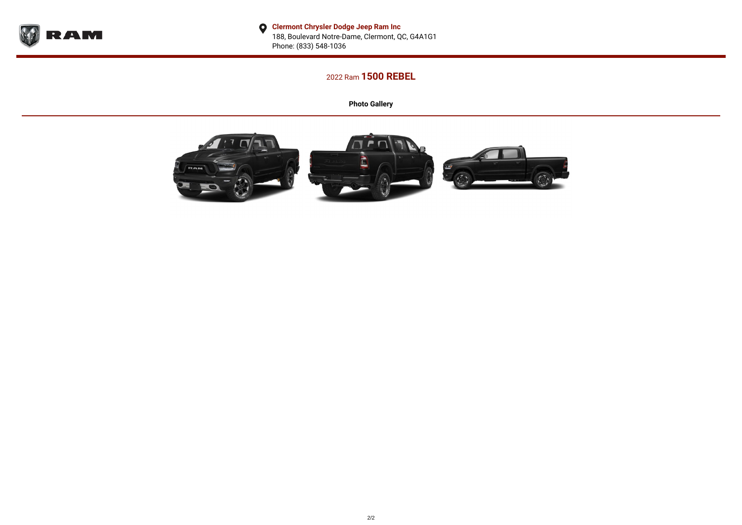**Clermont Chrysler Dodge Jeep Ram Inc**
188, Boulevard Notre-Dame, Clermont, QC, G4A1G1
Phone: (833) 548-1036

# 2022 Ram **1500 REBEL**

**Photo Gallery**